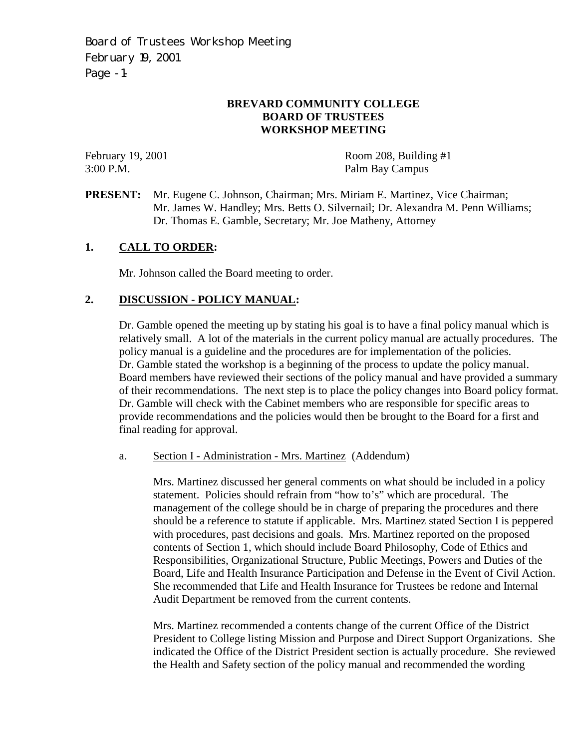**BREVARD COMMUNITY COLLEGE**
**BOARD OF TRUSTEES**
**WORKSHOP MEETING**

February 19, 2001 — Room 208, Building #1
3:00 P.M. — Palm Bay Campus

**PRESENT:** Mr. Eugene C. Johnson, Chairman; Mrs. Miriam E. Martinez, Vice Chairman; Mr. James W. Handley; Mrs. Betts O. Silvernail; Dr. Alexandra M. Penn Williams; Dr. Thomas E. Gamble, Secretary; Mr. Joe Matheny, Attorney

## 1. CALL TO ORDER:

Mr. Johnson called the Board meeting to order.

## 2. DISCUSSION - POLICY MANUAL:

Dr. Gamble opened the meeting up by stating his goal is to have a final policy manual which is relatively small. A lot of the materials in the current policy manual are actually procedures. The policy manual is a guideline and the procedures are for implementation of the policies. Dr. Gamble stated the workshop is a beginning of the process to update the policy manual. Board members have reviewed their sections of the policy manual and have provided a summary of their recommendations. The next step is to place the policy changes into Board policy format. Dr. Gamble will check with the Cabinet members who are responsible for specific areas to provide recommendations and the policies would then be brought to the Board for a first and final reading for approval.

a. Section I - Administration - Mrs. Martinez (Addendum)

Mrs. Martinez discussed her general comments on what should be included in a policy statement. Policies should refrain from "how to's" which are procedural. The management of the college should be in charge of preparing the procedures and there should be a reference to statute if applicable. Mrs. Martinez stated Section I is peppered with procedures, past decisions and goals. Mrs. Martinez reported on the proposed contents of Section 1, which should include Board Philosophy, Code of Ethics and Responsibilities, Organizational Structure, Public Meetings, Powers and Duties of the Board, Life and Health Insurance Participation and Defense in the Event of Civil Action. She recommended that Life and Health Insurance for Trustees be redone and Internal Audit Department be removed from the current contents.

Mrs. Martinez recommended a contents change of the current Office of the District President to College listing Mission and Purpose and Direct Support Organizations. She indicated the Office of the District President section is actually procedure. She reviewed the Health and Safety section of the policy manual and recommended the wording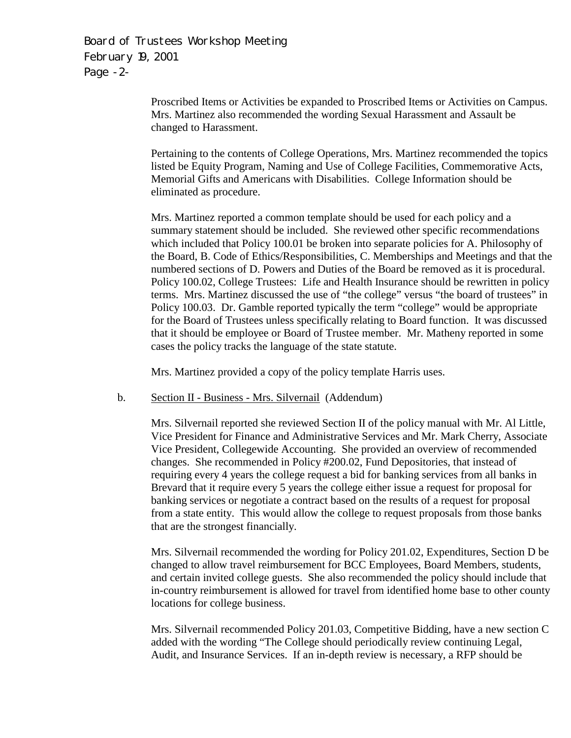Proscribed Items or Activities be expanded to Proscribed Items or Activities on Campus. Mrs. Martinez also recommended the wording Sexual Harassment and Assault be changed to Harassment.

Pertaining to the contents of College Operations, Mrs. Martinez recommended the topics listed be Equity Program, Naming and Use of College Facilities, Commemorative Acts, Memorial Gifts and Americans with Disabilities. College Information should be eliminated as procedure.

Mrs. Martinez reported a common template should be used for each policy and a summary statement should be included. She reviewed other specific recommendations which included that Policy 100.01 be broken into separate policies for A. Philosophy of the Board, B. Code of Ethics/Responsibilities, C. Memberships and Meetings and that the numbered sections of D. Powers and Duties of the Board be removed as it is procedural. Policy 100.02, College Trustees: Life and Health Insurance should be rewritten in policy terms. Mrs. Martinez discussed the use of "the college" versus "the board of trustees" in Policy 100.03. Dr. Gamble reported typically the term "college" would be appropriate for the Board of Trustees unless specifically relating to Board function. It was discussed that it should be employee or Board of Trustee member. Mr. Matheny reported in some cases the policy tracks the language of the state statute.

Mrs. Martinez provided a copy of the policy template Harris uses.

b. Section II - Business - Mrs. Silvernail (Addendum)

Mrs. Silvernail reported she reviewed Section II of the policy manual with Mr. Al Little, Vice President for Finance and Administrative Services and Mr. Mark Cherry, Associate Vice President, Collegewide Accounting. She provided an overview of recommended changes. She recommended in Policy #200.02, Fund Depositories, that instead of requiring every 4 years the college request a bid for banking services from all banks in Brevard that it require every 5 years the college either issue a request for proposal for banking services or negotiate a contract based on the results of a request for proposal from a state entity. This would allow the college to request proposals from those banks that are the strongest financially.

Mrs. Silvernail recommended the wording for Policy 201.02, Expenditures, Section D be changed to allow travel reimbursement for BCC Employees, Board Members, students, and certain invited college guests. She also recommended the policy should include that in-country reimbursement is allowed for travel from identified home base to other county locations for college business.

Mrs. Silvernail recommended Policy 201.03, Competitive Bidding, have a new section C added with the wording "The College should periodically review continuing Legal, Audit, and Insurance Services. If an in-depth review is necessary, a RFP should be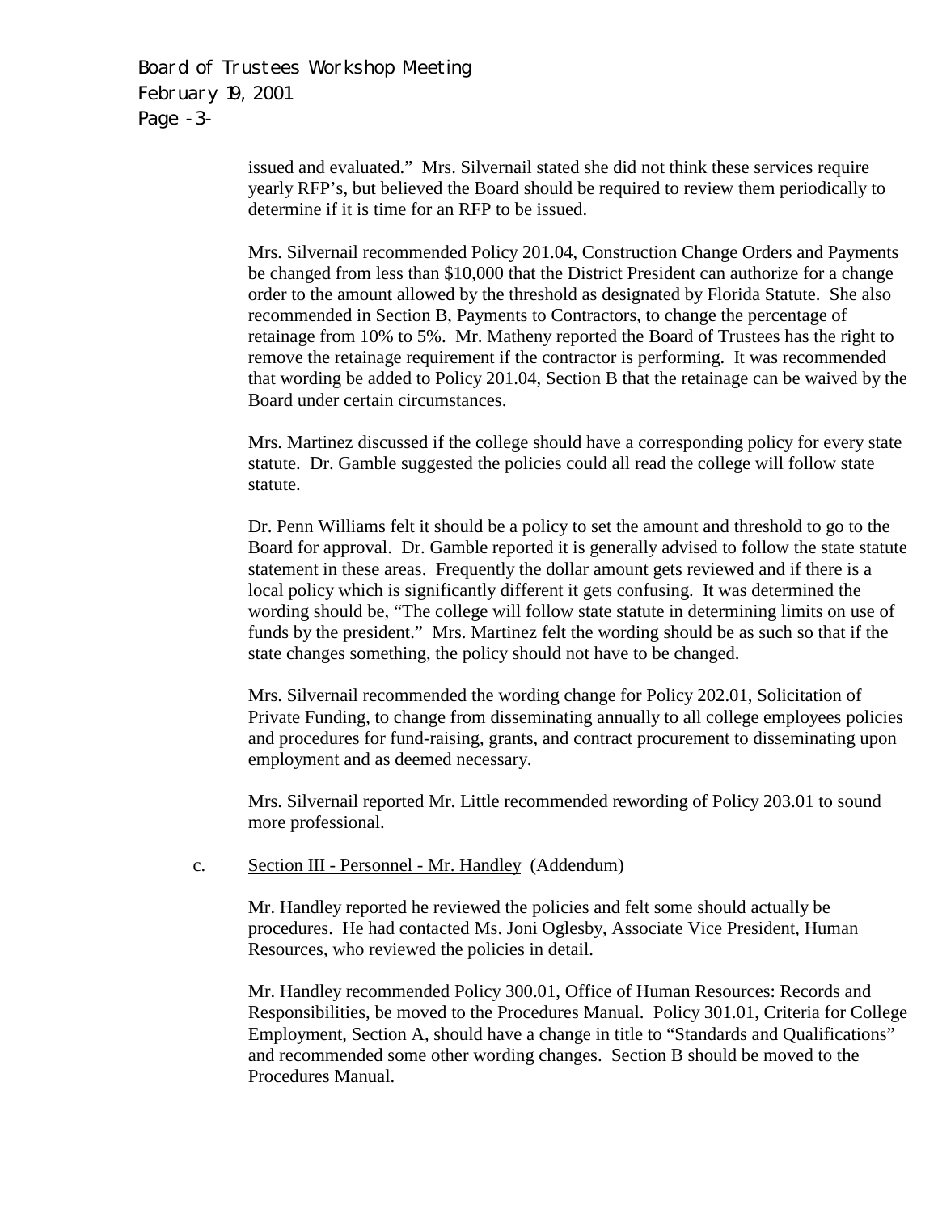issued and evaluated." Mrs. Silvernail stated she did not think these services require yearly RFP's, but believed the Board should be required to review them periodically to determine if it is time for an RFP to be issued.

Mrs. Silvernail recommended Policy 201.04, Construction Change Orders and Payments be changed from less than $10,000 that the District President can authorize for a change order to the amount allowed by the threshold as designated by Florida Statute. She also recommended in Section B, Payments to Contractors, to change the percentage of retainage from 10% to 5%. Mr. Matheny reported the Board of Trustees has the right to remove the retainage requirement if the contractor is performing. It was recommended that wording be added to Policy 201.04, Section B that the retainage can be waived by the Board under certain circumstances.

Mrs. Martinez discussed if the college should have a corresponding policy for every state statute. Dr. Gamble suggested the policies could all read the college will follow state statute.

Dr. Penn Williams felt it should be a policy to set the amount and threshold to go to the Board for approval. Dr. Gamble reported it is generally advised to follow the state statute statement in these areas. Frequently the dollar amount gets reviewed and if there is a local policy which is significantly different it gets confusing. It was determined the wording should be, "The college will follow state statute in determining limits on use of funds by the president." Mrs. Martinez felt the wording should be as such so that if the state changes something, the policy should not have to be changed.

Mrs. Silvernail recommended the wording change for Policy 202.01, Solicitation of Private Funding, to change from disseminating annually to all college employees policies and procedures for fund-raising, grants, and contract procurement to disseminating upon employment and as deemed necessary.

Mrs. Silvernail reported Mr. Little recommended rewording of Policy 203.01 to sound more professional.

c. <u>Section III - Personnel - Mr. Handley</u> (Addendum)

Mr. Handley reported he reviewed the policies and felt some should actually be procedures. He had contacted Ms. Joni Oglesby, Associate Vice President, Human Resources, who reviewed the policies in detail.

Mr. Handley recommended Policy 300.01, Office of Human Resources: Records and Responsibilities, be moved to the Procedures Manual. Policy 301.01, Criteria for College Employment, Section A, should have a change in title to "Standards and Qualifications" and recommended some other wording changes. Section B should be moved to the Procedures Manual.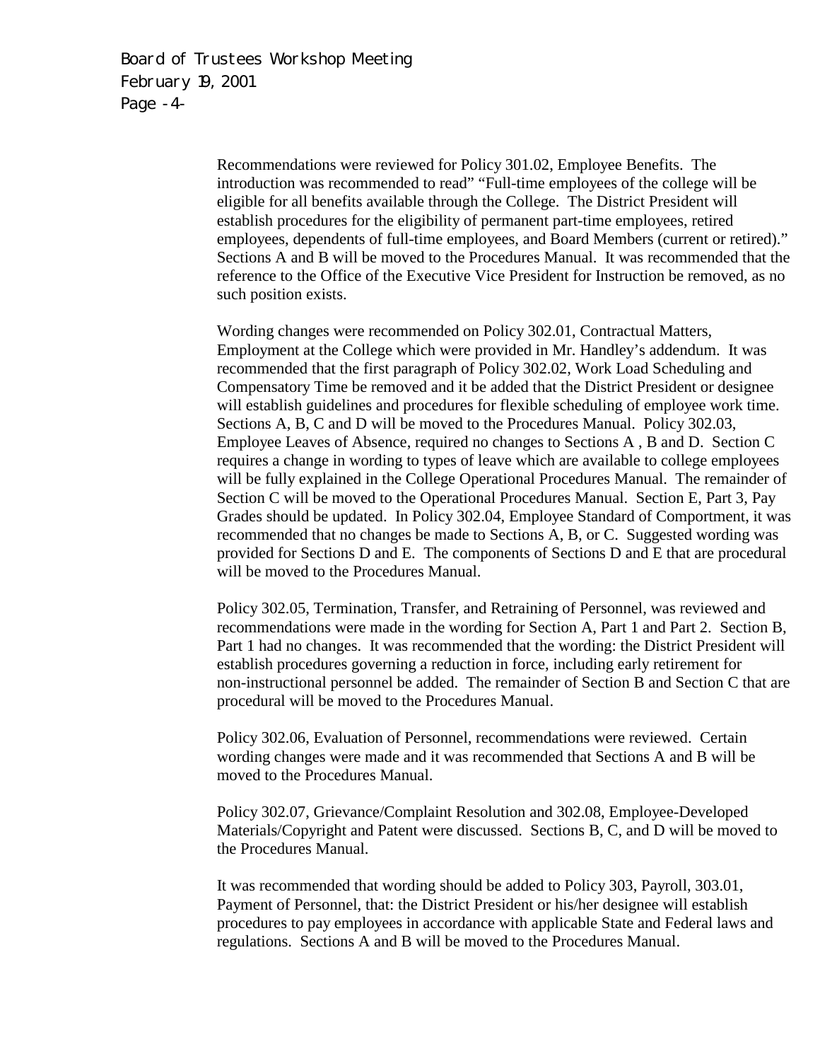Recommendations were reviewed for Policy 301.02, Employee Benefits. The introduction was recommended to read" "Full-time employees of the college will be eligible for all benefits available through the College. The District President will establish procedures for the eligibility of permanent part-time employees, retired employees, dependents of full-time employees, and Board Members (current or retired)." Sections A and B will be moved to the Procedures Manual. It was recommended that the reference to the Office of the Executive Vice President for Instruction be removed, as no such position exists.

Wording changes were recommended on Policy 302.01, Contractual Matters, Employment at the College which were provided in Mr. Handley's addendum. It was recommended that the first paragraph of Policy 302.02, Work Load Scheduling and Compensatory Time be removed and it be added that the District President or designee will establish guidelines and procedures for flexible scheduling of employee work time. Sections A, B, C and D will be moved to the Procedures Manual. Policy 302.03, Employee Leaves of Absence, required no changes to Sections A , B and D. Section C requires a change in wording to types of leave which are available to college employees will be fully explained in the College Operational Procedures Manual. The remainder of Section C will be moved to the Operational Procedures Manual. Section E, Part 3, Pay Grades should be updated. In Policy 302.04, Employee Standard of Comportment, it was recommended that no changes be made to Sections A, B, or C. Suggested wording was provided for Sections D and E. The components of Sections D and E that are procedural will be moved to the Procedures Manual.

Policy 302.05, Termination, Transfer, and Retraining of Personnel, was reviewed and recommendations were made in the wording for Section A, Part 1 and Part 2. Section B, Part 1 had no changes. It was recommended that the wording: the District President will establish procedures governing a reduction in force, including early retirement for non-instructional personnel be added. The remainder of Section B and Section C that are procedural will be moved to the Procedures Manual.

Policy 302.06, Evaluation of Personnel, recommendations were reviewed. Certain wording changes were made and it was recommended that Sections A and B will be moved to the Procedures Manual.

Policy 302.07, Grievance/Complaint Resolution and 302.08, Employee-Developed Materials/Copyright and Patent were discussed. Sections B, C, and D will be moved to the Procedures Manual.

It was recommended that wording should be added to Policy 303, Payroll, 303.01, Payment of Personnel, that: the District President or his/her designee will establish procedures to pay employees in accordance with applicable State and Federal laws and regulations. Sections A and B will be moved to the Procedures Manual.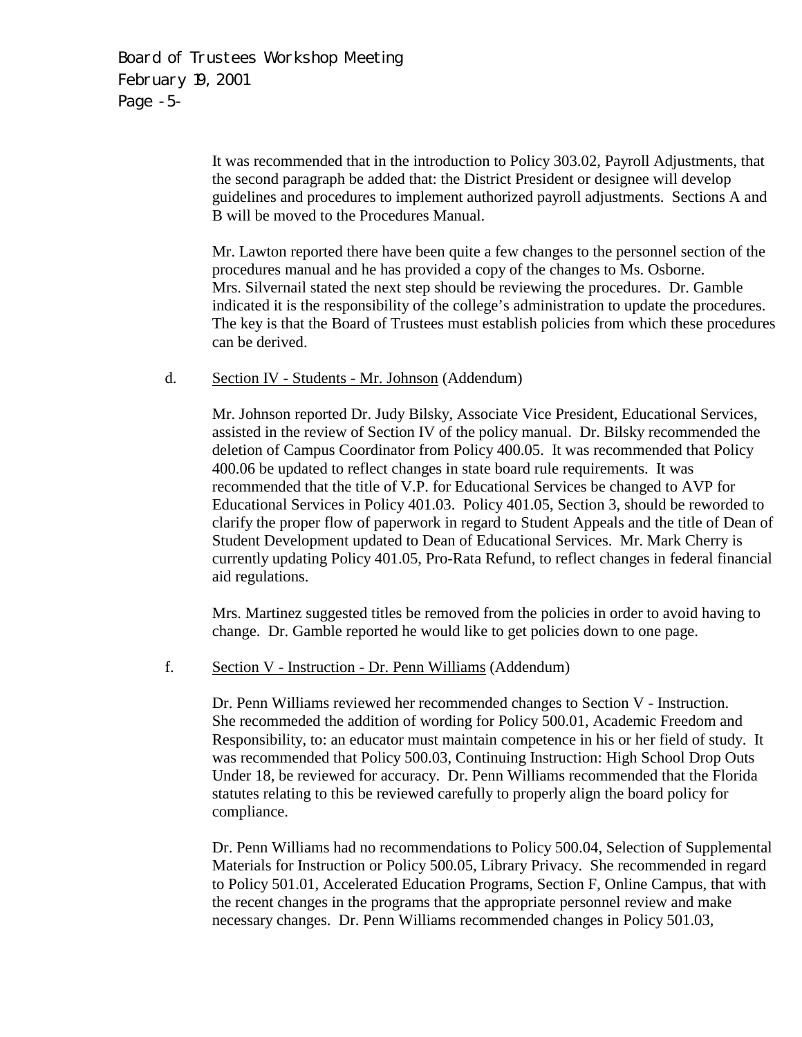It was recommended that in the introduction to Policy 303.02, Payroll Adjustments, that the second paragraph be added that: the District President or designee will develop guidelines and procedures to implement authorized payroll adjustments. Sections A and B will be moved to the Procedures Manual.

Mr. Lawton reported there have been quite a few changes to the personnel section of the procedures manual and he has provided a copy of the changes to Ms. Osborne. Mrs. Silvernail stated the next step should be reviewing the procedures. Dr. Gamble indicated it is the responsibility of the college's administration to update the procedures. The key is that the Board of Trustees must establish policies from which these procedures can be derived.

d. Section IV - Students - Mr. Johnson (Addendum)

Mr. Johnson reported Dr. Judy Bilsky, Associate Vice President, Educational Services, assisted in the review of Section IV of the policy manual. Dr. Bilsky recommended the deletion of Campus Coordinator from Policy 400.05. It was recommended that Policy 400.06 be updated to reflect changes in state board rule requirements. It was recommended that the title of V.P. for Educational Services be changed to AVP for Educational Services in Policy 401.03. Policy 401.05, Section 3, should be reworded to clarify the proper flow of paperwork in regard to Student Appeals and the title of Dean of Student Development updated to Dean of Educational Services. Mr. Mark Cherry is currently updating Policy 401.05, Pro-Rata Refund, to reflect changes in federal financial aid regulations.

Mrs. Martinez suggested titles be removed from the policies in order to avoid having to change. Dr. Gamble reported he would like to get policies down to one page.

f. Section V - Instruction - Dr. Penn Williams (Addendum)

Dr. Penn Williams reviewed her recommended changes to Section V - Instruction. She recommeded the addition of wording for Policy 500.01, Academic Freedom and Responsibility, to: an educator must maintain competence in his or her field of study. It was recommended that Policy 500.03, Continuing Instruction: High School Drop Outs Under 18, be reviewed for accuracy. Dr. Penn Williams recommended that the Florida statutes relating to this be reviewed carefully to properly align the board policy for compliance.

Dr. Penn Williams had no recommendations to Policy 500.04, Selection of Supplemental Materials for Instruction or Policy 500.05, Library Privacy. She recommended in regard to Policy 501.01, Accelerated Education Programs, Section F, Online Campus, that with the recent changes in the programs that the appropriate personnel review and make necessary changes. Dr. Penn Williams recommended changes in Policy 501.03,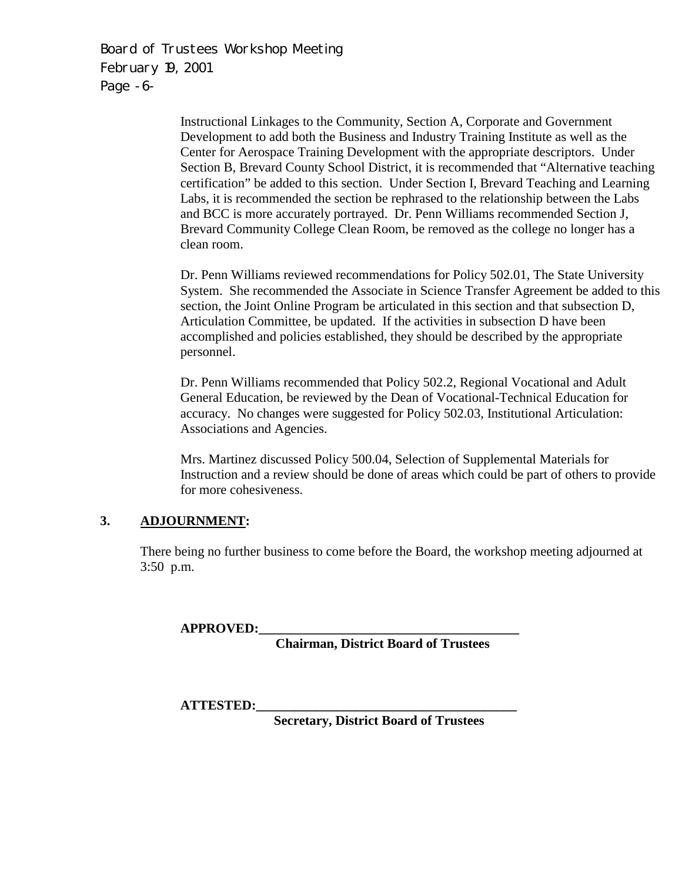Instructional Linkages to the Community, Section A, Corporate and Government Development to add both the Business and Industry Training Institute as well as the Center for Aerospace Training Development with the appropriate descriptors. Under Section B, Brevard County School District, it is recommended that "Alternative teaching certification" be added to this section. Under Section I, Brevard Teaching and Learning Labs, it is recommended the section be rephrased to the relationship between the Labs and BCC is more accurately portrayed. Dr. Penn Williams recommended Section J, Brevard Community College Clean Room, be removed as the college no longer has a clean room.

Dr. Penn Williams reviewed recommendations for Policy 502.01, The State University System. She recommended the Associate in Science Transfer Agreement be added to this section, the Joint Online Program be articulated in this section and that subsection D, Articulation Committee, be updated. If the activities in subsection D have been accomplished and policies established, they should be described by the appropriate personnel.

Dr. Penn Williams recommended that Policy 502.2, Regional Vocational and Adult General Education, be reviewed by the Dean of Vocational-Technical Education for accuracy. No changes were suggested for Policy 502.03, Institutional Articulation: Associations and Agencies.

Mrs. Martinez discussed Policy 500.04, Selection of Supplemental Materials for Instruction and a review should be done of areas which could be part of others to provide for more cohesiveness.

## 3. ADJOURNMENT:

There being no further business to come before the Board, the workshop meeting adjourned at 3:50 p.m.

**APPROVED:**\_\_\_\_\_\_\_\_\_\_\_\_\_\_\_\_\_\_\_\_\_\_\_\_\_\_\_\_\_\_\_\_\_\_\_\_\_\_\_\_
**Chairman, District Board of Trustees**

**ATTESTED:**\_\_\_\_\_\_\_\_\_\_\_\_\_\_\_\_\_\_\_\_\_\_\_\_\_\_\_\_\_\_\_\_\_\_\_\_\_\_\_\_
**Secretary, District Board of Trustees**